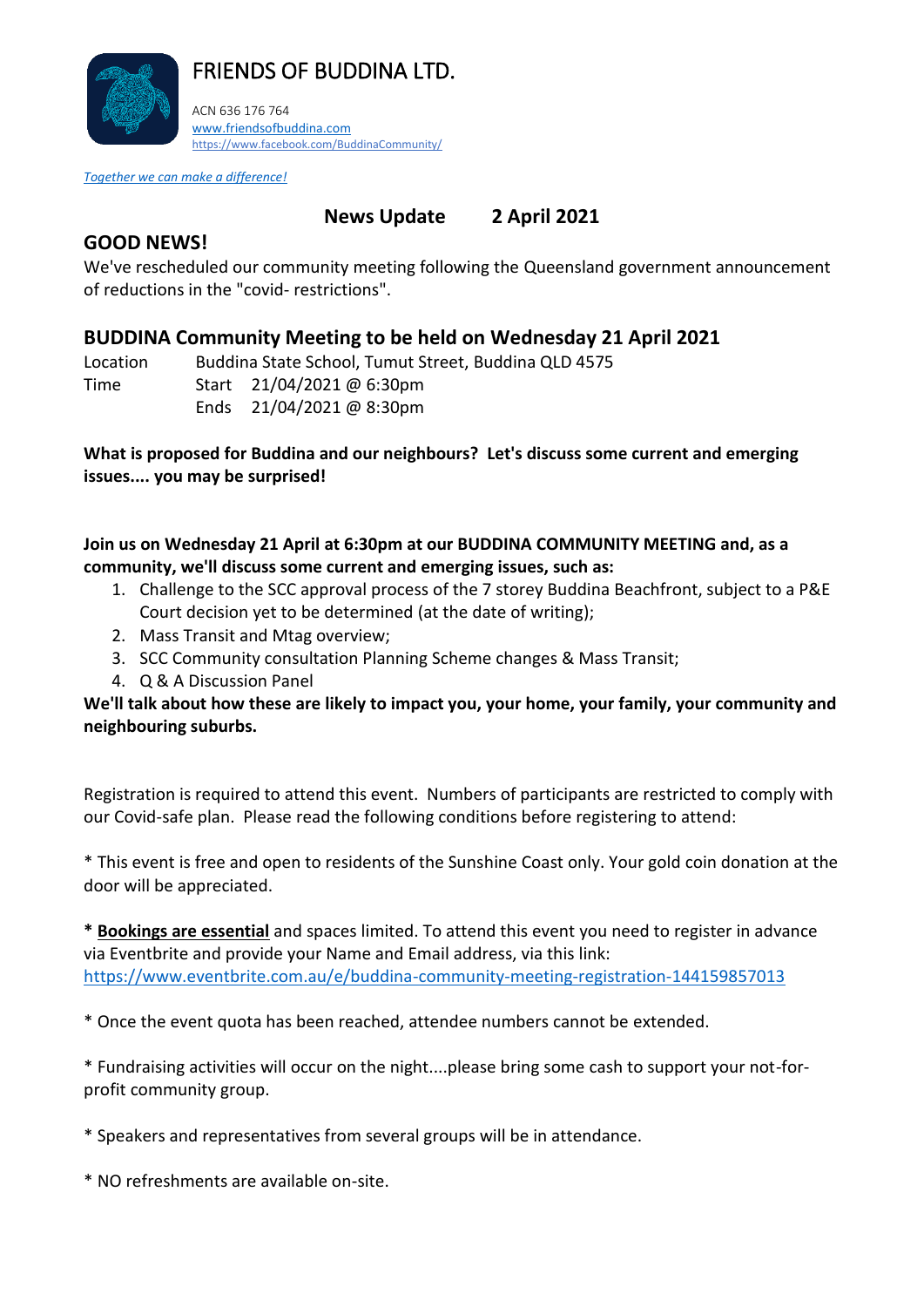# FRIENDS OF BUDDINA LTD.

ACN 636 176 764
www.friendsofbuddina.com
https://www.facebook.com/BuddinaCommunity/

*Together we can make a difference!*

**News Update 2 April 2021**

## GOOD NEWS!

We've rescheduled our community meeting following the Queensland government announcement of reductions in the "covid- restrictions".

## BUDDINA Community Meeting to be held on Wednesday 21 April 2021

| | | |
|---|---|---|
| Location | Buddina State School, Tumut Street, Buddina QLD 4575 | |
| Time | Start | 21/04/2021 @ 6:30pm |
| | Ends | 21/04/2021 @ 8:30pm |

**What is proposed for Buddina and our neighbours? Let's discuss some current and emerging issues.... you may be surprised!**

**Join us on Wednesday 21 April at 6:30pm at our BUDDINA COMMUNITY MEETING and, as a community, we'll discuss some current and emerging issues, such as:**

1. Challenge to the SCC approval process of the 7 storey Buddina Beachfront, subject to a P&E Court decision yet to be determined (at the date of writing);
2. Mass Transit and Mtag overview;
3. SCC Community consultation Planning Scheme changes & Mass Transit;
4. Q & A Discussion Panel

**We'll talk about how these are likely to impact you, your home, your family, your community and neighbouring suburbs.**

Registration is required to attend this event. Numbers of participants are restricted to comply with our Covid-safe plan. Please read the following conditions before registering to attend:

* This event is free and open to residents of the Sunshine Coast only. Your gold coin donation at the door will be appreciated.

**\* Bookings are essential** and spaces limited. To attend this event you need to register in advance via Eventbrite and provide your Name and Email address, via this link:
https://www.eventbrite.com.au/e/buddina-community-meeting-registration-144159857013

* Once the event quota has been reached, attendee numbers cannot be extended.

* Fundraising activities will occur on the night....please bring some cash to support your not-for-profit community group.

* Speakers and representatives from several groups will be in attendance.

* NO refreshments are available on-site.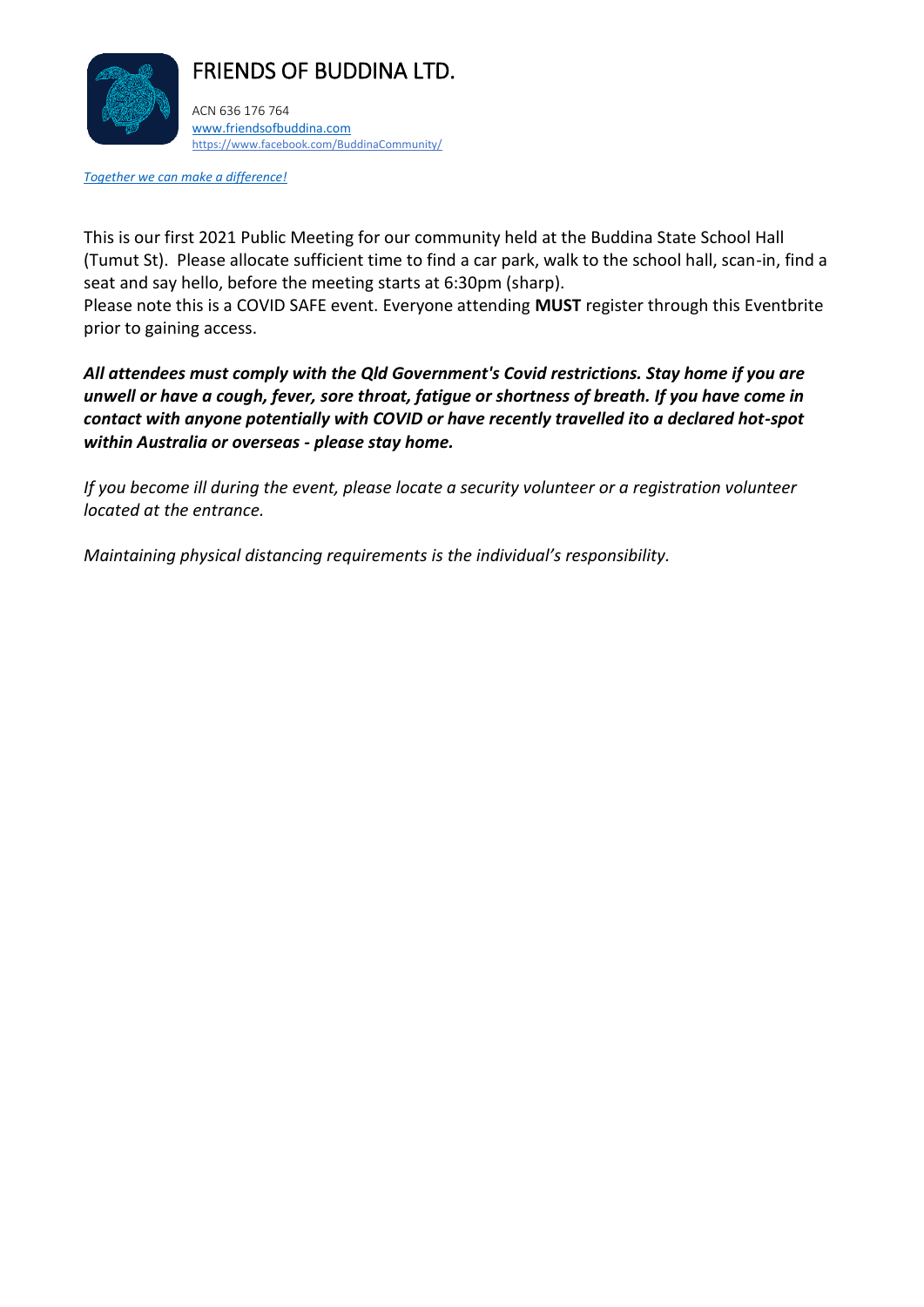# FRIENDS OF BUDDINA LTD.

ACN 636 176 764
[www.friendsofbuddina.com](http://www.friendsofbuddina.com)
[https://www.facebook.com/BuddinaCommunity/](https://www.facebook.com/BuddinaCommunity/)

*Together we can make a difference!*

This is our first 2021 Public Meeting for our community held at the Buddina State School Hall (Tumut St). Please allocate sufficient time to find a car park, walk to the school hall, scan-in, find a seat and say hello, before the meeting starts at 6:30pm (sharp).
Please note this is a COVID SAFE event. Everyone attending **MUST** register through this Eventbrite prior to gaining access.

***All attendees must comply with the Qld Government's Covid restrictions. Stay home if you are unwell or have a cough, fever, sore throat, fatigue or shortness of breath. If you have come in contact with anyone potentially with COVID or have recently travelled ito a declared hot-spot within Australia or overseas - please stay home.***

*If you become ill during the event, please locate a security volunteer or a registration volunteer located at the entrance.*

*Maintaining physical distancing requirements is the individual's responsibility.*